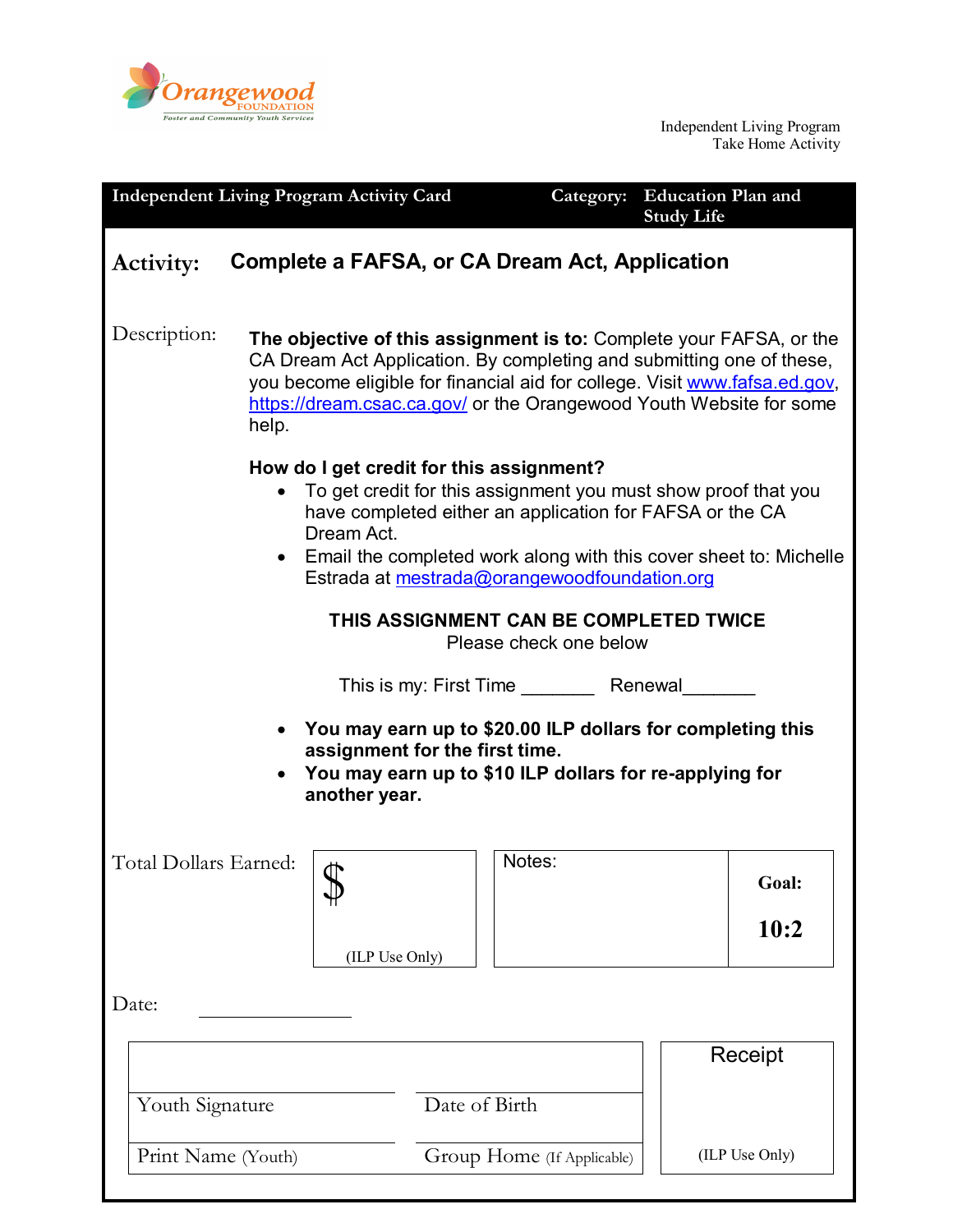Orangewood FOUNDATION
Foster and Community Youth Services

Independent Living Program
Take Home Activity

| Independent Living Program Activity Card | Category: Education Plan and Study Life |
|---|---|

## Activity: Complete a FAFSA, or CA Dream Act, Application

Description:

**The objective of this assignment is to:** Complete your FAFSA, or the CA Dream Act Application. By completing and submitting one of these, you become eligible for financial aid for college. Visit www.fafsa.ed.gov, https://dream.csac.ca.gov/ or the Orangewood Youth Website for some help.

**How do I get credit for this assignment?**

- To get credit for this assignment you must show proof that you have completed either an application for FAFSA or the CA Dream Act.
- Email the completed work along with this cover sheet to: Michelle Estrada at mestrada@orangewoodfoundation.org

**THIS ASSIGNMENT CAN BE COMPLETED TWICE**

Please check one below

This is my: First Time _______ Renewal_______

- **You may earn up to $20.00 ILP dollars for completing this assignment for the first time.**
- **You may earn up to $10 ILP dollars for re-applying for another year.**

| Total Dollars Earned: | $ (ILP Use Only) | Notes: | **Goal: 10:2** |
|---|---|---|---|

Date: ______________

| | | Receipt |
|---|---|---|
| Youth Signature | Date of Birth | |
| Print Name (Youth) | Group Home (If Applicable) | (ILP Use Only) |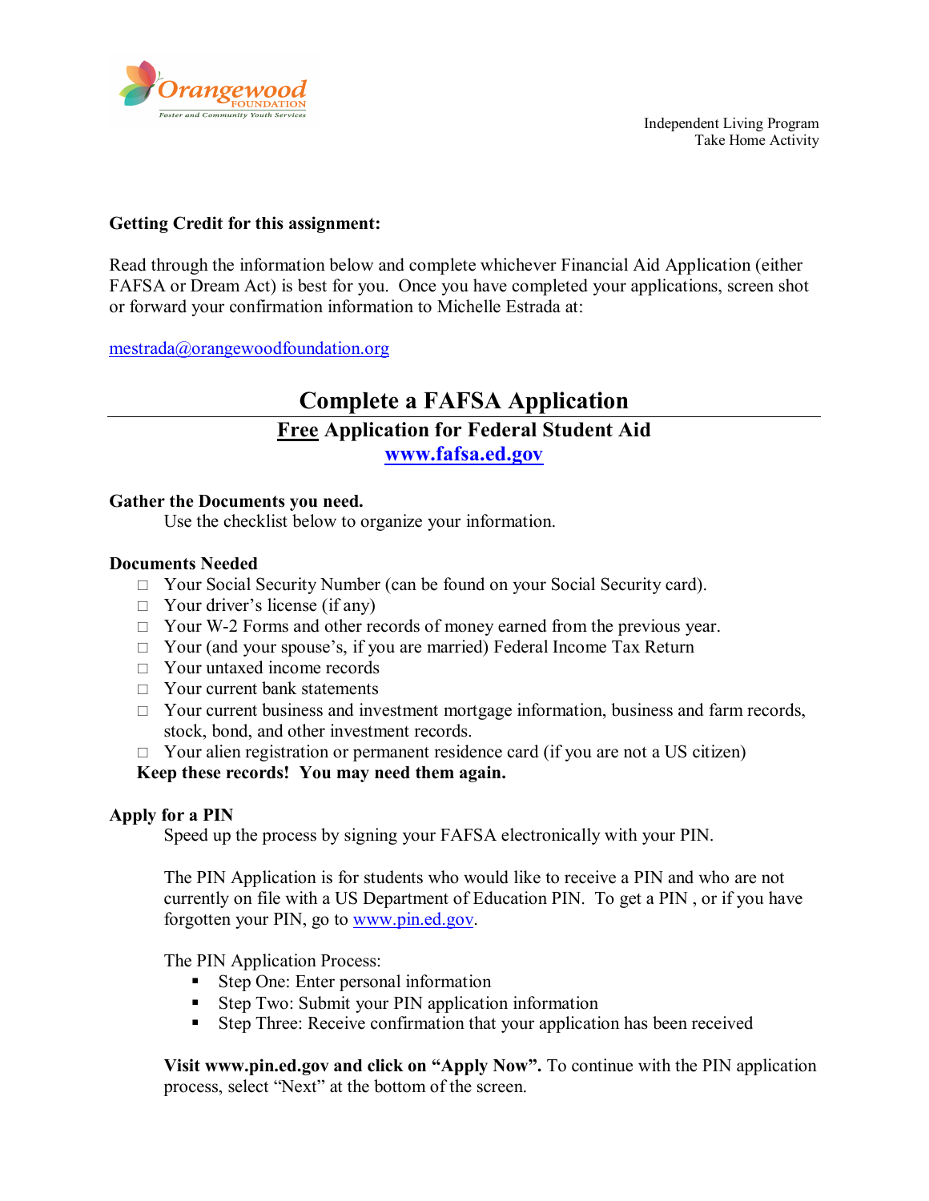Independent Living Program
Take Home Activity

**Getting Credit for this assignment:**

Read through the information below and complete whichever Financial Aid Application (either FAFSA or Dream Act) is best for you. Once you have completed your applications, screen shot or forward your confirmation information to Michelle Estrada at:

mestrada@orangewoodfoundation.org

# Complete a FAFSA Application

## Free Application for Federal Student Aid

## www.fafsa.ed.gov

**Gather the Documents you need.**

Use the checklist below to organize your information.

**Documents Needed**

- □ Your Social Security Number (can be found on your Social Security card).
- □ Your driver's license (if any)
- □ Your W-2 Forms and other records of money earned from the previous year.
- □ Your (and your spouse's, if you are married) Federal Income Tax Return
- □ Your untaxed income records
- □ Your current bank statements
- □ Your current business and investment mortgage information, business and farm records, stock, bond, and other investment records.
- □ Your alien registration or permanent residence card (if you are not a US citizen)

**Keep these records! You may need them again.**

**Apply for a PIN**

Speed up the process by signing your FAFSA electronically with your PIN.

The PIN Application is for students who would like to receive a PIN and who are not currently on file with a US Department of Education PIN. To get a PIN , or if you have forgotten your PIN, go to www.pin.ed.gov.

The PIN Application Process:

- Step One: Enter personal information
- Step Two: Submit your PIN application information
- Step Three: Receive confirmation that your application has been received

**Visit www.pin.ed.gov and click on "Apply Now".** To continue with the PIN application process, select "Next" at the bottom of the screen.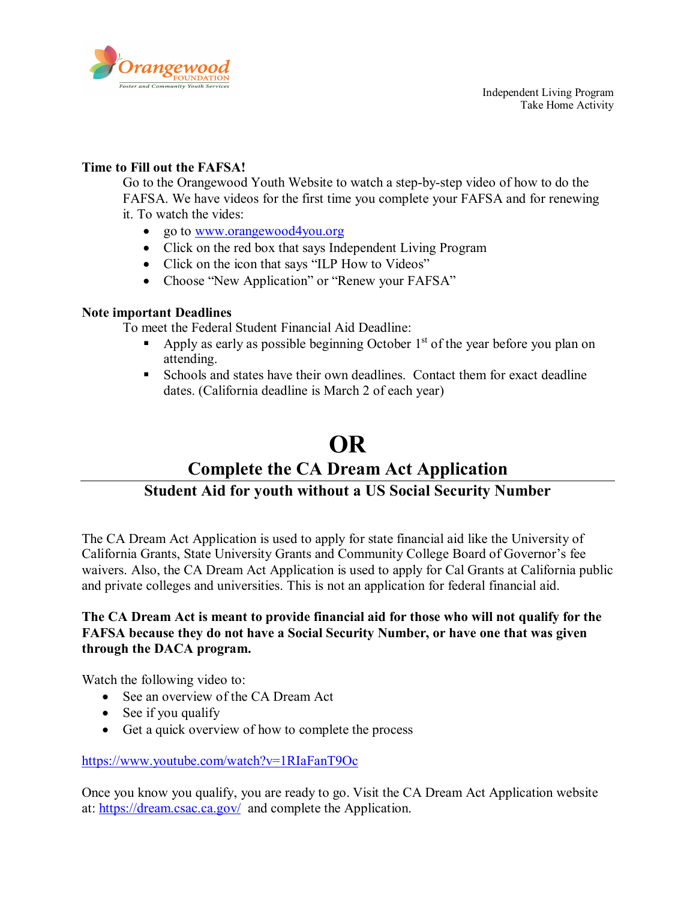Independent Living Program
Take Home Activity

**Time to Fill out the FAFSA!**

Go to the Orangewood Youth Website to watch a step-by-step video of how to do the FAFSA. We have videos for the first time you complete your FAFSA and for renewing it. To watch the vides:

- go to www.orangewood4you.org
- Click on the red box that says Independent Living Program
- Click on the icon that says "ILP How to Videos"
- Choose "New Application" or "Renew your FAFSA"

**Note important Deadlines**

To meet the Federal Student Financial Aid Deadline:

- Apply as early as possible beginning October 1st of the year before you plan on attending.
- Schools and states have their own deadlines. Contact them for exact deadline dates. (California deadline is March 2 of each year)

# OR

## Complete the CA Dream Act Application

### Student Aid for youth without a US Social Security Number

The CA Dream Act Application is used to apply for state financial aid like the University of California Grants, State University Grants and Community College Board of Governor's fee waivers. Also, the CA Dream Act Application is used to apply for Cal Grants at California public and private colleges and universities. This is not an application for federal financial aid.

**The CA Dream Act is meant to provide financial aid for those who will not qualify for the FAFSA because they do not have a Social Security Number, or have one that was given through the DACA program.**

Watch the following video to:

- See an overview of the CA Dream Act
- See if you qualify
- Get a quick overview of how to complete the process

https://www.youtube.com/watch?v=1RIaFanT9Oc

Once you know you qualify, you are ready to go. Visit the CA Dream Act Application website at: https://dream.csac.ca.gov/ and complete the Application.